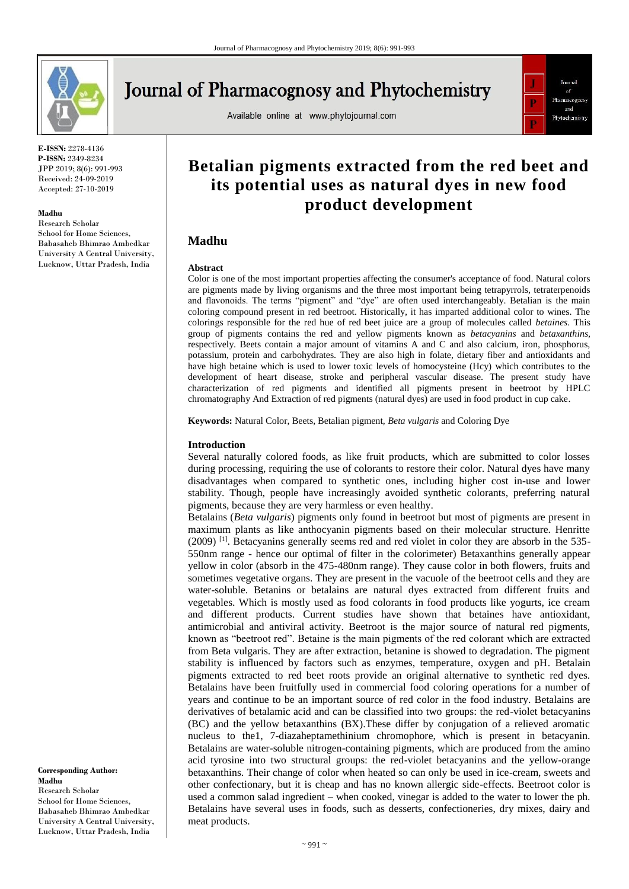E-ISSN: 2278-4136
P-ISSN: 2349-8234
JPP 2019; 8(6): 991-993
Received: 24-09-2019
Accepted: 27-10-2019

**Madhu**
Research Scholar
School for Home Sciences, Babasaheb Bhimrao Ambedkar University A Central University, Lucknow, Uttar Pradesh, India

**Corresponding Author:**
**Madhu**
Research Scholar
School for Home Sciences, Babasaheb Bhimrao Ambedkar University A Central University, Lucknow, Uttar Pradesh, India

# Betalian pigments extracted from the red beet and its potential uses as natural dyes in new food product development

## Madhu

### Abstract

Color is one of the most important properties affecting the consumer's acceptance of food. Natural colors are pigments made by living organisms and the three most important being tetrapyrrols, tetraterpenoids and flavonoids. The terms "pigment" and "dye" are often used interchangeably. Betalian is the main coloring compound present in red beetroot. Historically, it has imparted additional color to wines. The colorings responsible for the red hue of red beet juice are a group of molecules called *betaines*. This group of pigments contains the red and yellow pigments known as *betacyanins* and *betaxanthins*, respectively. Beets contain a major amount of vitamins A and C and also calcium, iron, phosphorus, potassium, protein and carbohydrates. They are also high in folate, dietary fiber and antioxidants and have high betaine which is used to lower toxic levels of homocysteine (Hcy) which contributes to the development of heart disease, stroke and peripheral vascular disease. The present study have characterization of red pigments and identified all pigments present in beetroot by HPLC chromatography And Extraction of red pigments (natural dyes) are used in food product in cup cake.

**Keywords:** Natural Color, Beets, Betalian pigment, *Beta vulgaris* and Coloring Dye

### Introduction

Several naturally colored foods, as like fruit products, which are submitted to color losses during processing, requiring the use of colorants to restore their color. Natural dyes have many disadvantages when compared to synthetic ones, including higher cost in-use and lower stability. Though, people have increasingly avoided synthetic colorants, preferring natural pigments, because they are very harmless or even healthy.

Betalains (*Beta vulgaris*) pigments only found in beetroot but most of pigments are present in maximum plants as like anthocyanin pigments based on their molecular structure. Henritte (2009) [1]. Betacyanins generally seems red and red violet in color they are absorb in the 535-550nm range - hence our optimal of filter in the colorimeter) Betaxanthins generally appear yellow in color (absorb in the 475-480nm range). They cause color in both flowers, fruits and sometimes vegetative organs. They are present in the vacuole of the beetroot cells and they are water-soluble. Betanins or betalains are natural dyes extracted from different fruits and vegetables. Which is mostly used as food colorants in food products like yogurts, ice cream and different products. Current studies have shown that betaines have antioxidant, antimicrobial and antiviral activity. Beetroot is the major source of natural red pigments, known as "beetroot red". Betaine is the main pigments of the red colorant which are extracted from Beta vulgaris. They are after extraction, betanine is showed to degradation. The pigment stability is influenced by factors such as enzymes, temperature, oxygen and pH. Betalain pigments extracted to red beet roots provide an original alternative to synthetic red dyes. Betalains have been fruitfully used in commercial food coloring operations for a number of years and continue to be an important source of red color in the food industry. Betalains are derivatives of betalamic acid and can be classified into two groups: the red-violet betacyanins (BC) and the yellow betaxanthins (BX).These differ by conjugation of a relieved aromatic nucleus to the1, 7-diazaheptamethinium chromophore, which is present in betacyanin. Betalains are water-soluble nitrogen-containing pigments, which are produced from the amino acid tyrosine into two structural groups: the red-violet betacyanins and the yellow-orange betaxanthins. Their change of color when heated so can only be used in ice-cream, sweets and other confectionary, but it is cheap and has no known allergic side-effects. Beetroot color is used a common salad ingredient – when cooked, vinegar is added to the water to lower the ph. Betalains have several uses in foods, such as desserts, confectioneries, dry mixes, dairy and meat products.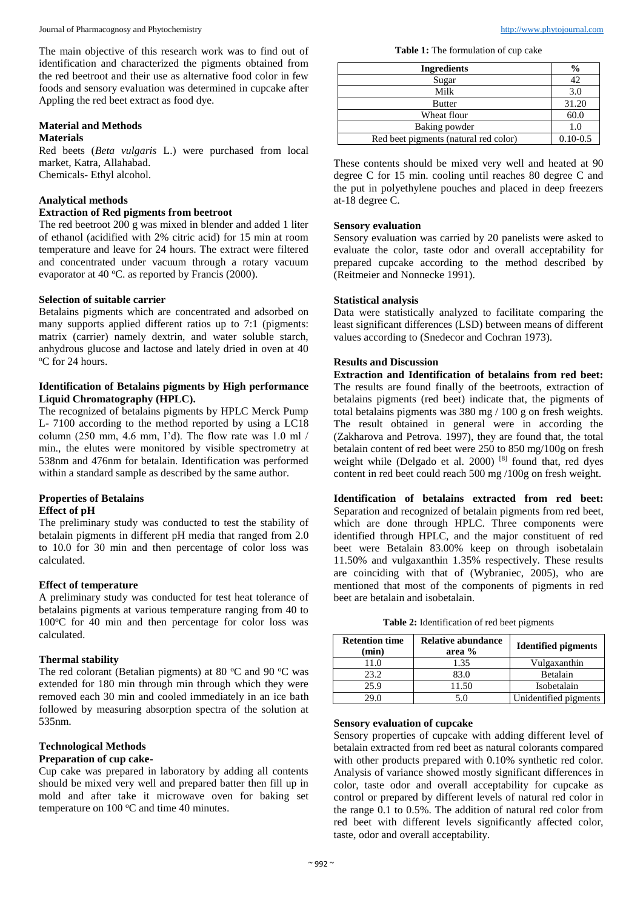The main objective of this research work was to find out of identification and characterized the pigments obtained from the red beetroot and their use as alternative food color in few foods and sensory evaluation was determined in cupcake after Appling the red beet extract as food dye.

## Material and Methods

### Materials

Red beets (*Beta vulgaris* L.) were purchased from local market, Katra, Allahabad.
Chemicals- Ethyl alcohol.

### Analytical methods

#### Extraction of Red pigments from beetroot

The red beetroot 200 g was mixed in blender and added 1 liter of ethanol (acidified with 2% citric acid) for 15 min at room temperature and leave for 24 hours. The extract were filtered and concentrated under vacuum through a rotary vacuum evaporator at 40 °C. as reported by Francis (2000).

#### Selection of suitable carrier

Betalains pigments which are concentrated and adsorbed on many supports applied different ratios up to 7:1 (pigments: matrix (carrier) namely dextrin, and water soluble starch, anhydrous glucose and lactose and lately dried in oven at 40 °C for 24 hours.

#### Identification of Betalains pigments by High performance Liquid Chromatography (HPLC).

The recognized of betalains pigments by HPLC Merck Pump L- 7100 according to the method reported by using a LC18 column (250 mm, 4.6 mm, I'd). The flow rate was 1.0 ml / min., the elutes were monitored by visible spectrometry at 538nm and 476nm for betalain. Identification was performed within a standard sample as described by the same author.

### Properties of Betalains

#### Effect of pH

The preliminary study was conducted to test the stability of betalain pigments in different pH media that ranged from 2.0 to 10.0 for 30 min and then percentage of color loss was calculated.

#### Effect of temperature

A preliminary study was conducted for test heat tolerance of betalains pigments at various temperature ranging from 40 to 100°C for 40 min and then percentage for color loss was calculated.

#### Thermal stability

The red colorant (Betalian pigments) at 80 °C and 90 °C was extended for 180 min through min through which they were removed each 30 min and cooled immediately in an ice bath followed by measuring absorption spectra of the solution at 535nm.

### Technological Methods

#### Preparation of cup cake-

Cup cake was prepared in laboratory by adding all contents should be mixed very well and prepared batter then fill up in mold and after take it microwave oven for baking set temperature on 100 °C and time 40 minutes.

**Table 1:** The formulation of cup cake

| Ingredients | % |
|---|---|
| Sugar | 42 |
| Milk | 3.0 |
| Butter | 31.20 |
| Wheat flour | 60.0 |
| Baking powder | 1.0 |
| Red beet pigments (natural red color) | 0.10-0.5 |

These contents should be mixed very well and heated at 90 degree C for 15 min. cooling until reaches 80 degree C and the put in polyethylene pouches and placed in deep freezers at-18 degree C.

#### Sensory evaluation

Sensory evaluation was carried by 20 panelists were asked to evaluate the color, taste odor and overall acceptability for prepared cupcake according to the method described by (Reitmeier and Nonnecke 1991).

#### Statistical analysis

Data were statistically analyzed to facilitate comparing the least significant differences (LSD) between means of different values according to (Snedecor and Cochran 1973).

## Results and Discussion

**Extraction and Identification of betalains from red beet:** The results are found finally of the beetroots, extraction of betalains pigments (red beet) indicate that, the pigments of total betalains pigments was 380 mg / 100 g on fresh weights. The result obtained in general were in according the (Zakharova and Petrova. 1997), they are found that, the total betalain content of red beet were 250 to 850 mg/100g on fresh weight while (Delgado et al. 2000) [8] found that, red dyes content in red beet could reach 500 mg /100g on fresh weight.

**Identification of betalains extracted from red beet:** Separation and recognized of betalain pigments from red beet, which are done through HPLC. Three components were identified through HPLC, and the major constituent of red beet were Betalain 83.00% keep on through isobetalain 11.50% and vulgaxanthin 1.35% respectively. These results are coinciding with that of (Wybraniec, 2005), who are mentioned that most of the components of pigments in red beet are betalain and isobetalain.

**Table 2:** Identification of red beet pigments

| Retention time (min) | Relative abundance area % | Identified pigments |
|---|---|---|
| 11.0 | 1.35 | Vulgaxanthin |
| 23.2 | 83.0 | Betalain |
| 25.9 | 11.50 | Isobetalain |
| 29.0 | 5.0 | Unidentified pigments |

#### Sensory evaluation of cupcake

Sensory properties of cupcake with adding different level of betalain extracted from red beet as natural colorants compared with other products prepared with 0.10% synthetic red color. Analysis of variance showed mostly significant differences in color, taste odor and overall acceptability for cupcake as control or prepared by different levels of natural red color in the range 0.1 to 0.5%. The addition of natural red color from red beet with different levels significantly affected color, taste, odor and overall acceptability.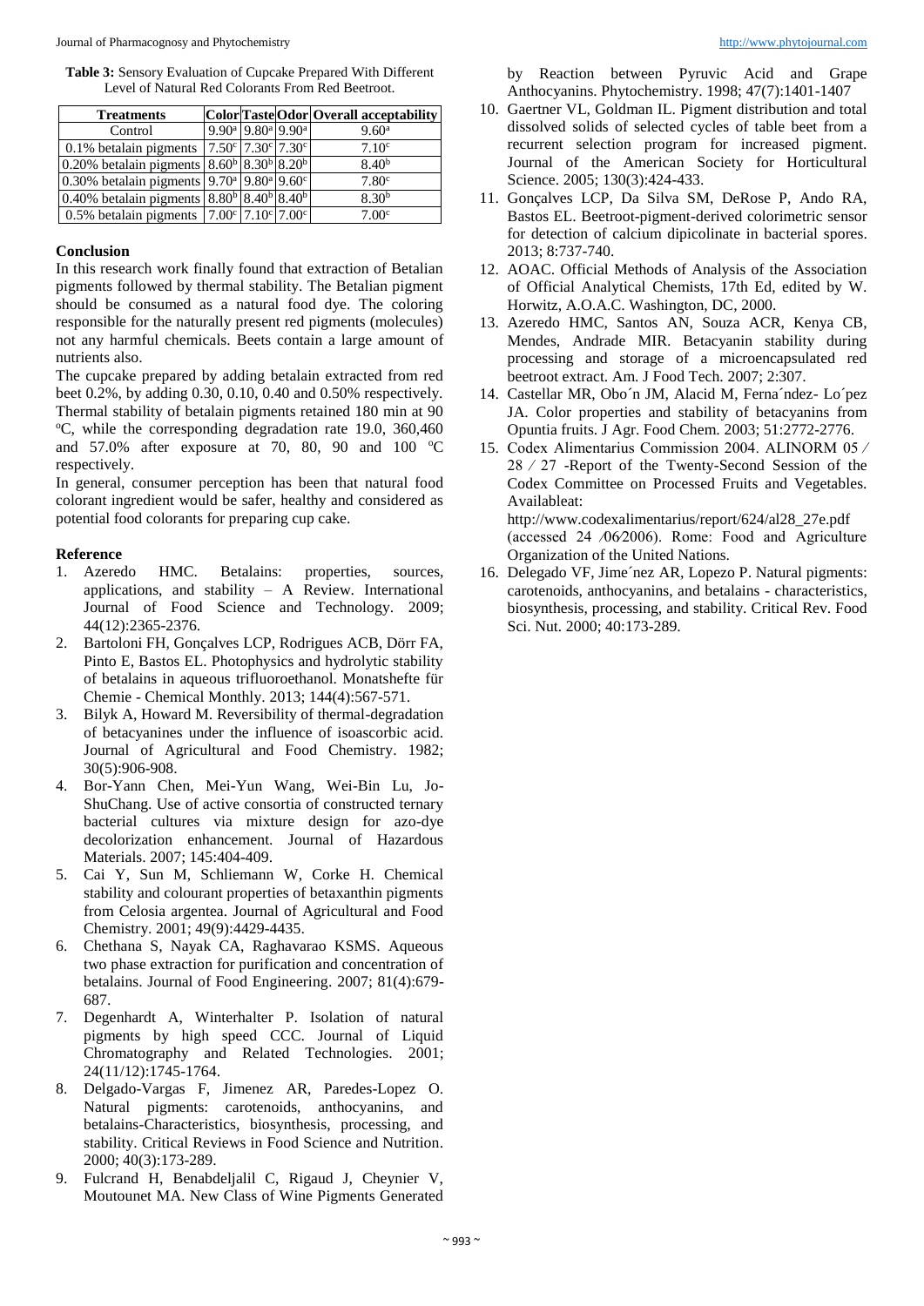**Table 3:** Sensory Evaluation of Cupcake Prepared With Different Level of Natural Red Colorants From Red Beetroot.

| Treatments | Color | Taste | Odor | Overall acceptability |
|---|---|---|---|---|
| Control | 9.90[a] | 9.80[a] | 9.90[a] | 9.60[a] |
| 0.1% betalain pigments | 7.50[c] | 7.30[c] | 7.30[c] | 7.10[c] |
| 0.20% betalain pigments | 8.60[b] | 8.30[b] | 8.20[b] | 8.40[b] |
| 0.30% betalain pigments | 9.70[a] | 9.80[a] | 9.60[c] | 7.80[c] |
| 0.40% betalain pigments | 8.80[b] | 8.40[b] | 8.40[b] | 8.30[b] |
| 0.5% betalain pigments | 7.00[c] | 7.10[c] | 7.00[c] | 7.00[c] |

## Conclusion

In this research work finally found that extraction of Betalian pigments followed by thermal stability. The Betalian pigment should be consumed as a natural food dye. The coloring responsible for the naturally present red pigments (molecules) not any harmful chemicals. Beets contain a large amount of nutrients also.

The cupcake prepared by adding betalain extracted from red beet 0.2%, by adding 0.30, 0.10, 0.40 and 0.50% respectively. Thermal stability of betalain pigments retained 180 min at 90 °C, while the corresponding degradation rate 19.0, 360,460 and 57.0% after exposure at 70, 80, 90 and 100 °C respectively.

In general, consumer perception has been that natural food colorant ingredient would be safer, healthy and considered as potential food colorants for preparing cup cake.

## Reference

1. Azeredo HMC. Betalains: properties, sources, applications, and stability – A Review. International Journal of Food Science and Technology. 2009; 44(12):2365-2376.
2. Bartoloni FH, Gonçalves LCP, Rodrigues ACB, Dörr FA, Pinto E, Bastos EL. Photophysics and hydrolytic stability of betalains in aqueous trifluoroethanol. Monatshefte für Chemie - Chemical Monthly. 2013; 144(4):567-571.
3. Bilyk A, Howard M. Reversibility of thermal-degradation of betacyanines under the influence of isoascorbic acid. Journal of Agricultural and Food Chemistry. 1982; 30(5):906-908.
4. Bor-Yann Chen, Mei-Yun Wang, Wei-Bin Lu, Jo-ShuChang. Use of active consortia of constructed ternary bacterial cultures via mixture design for azo-dye decolorization enhancement. Journal of Hazardous Materials. 2007; 145:404-409.
5. Cai Y, Sun M, Schliemann W, Corke H. Chemical stability and colourant properties of betaxanthin pigments from Celosia argentea. Journal of Agricultural and Food Chemistry. 2001; 49(9):4429-4435.
6. Chethana S, Nayak CA, Raghavarao KSMS. Aqueous two phase extraction for purification and concentration of betalains. Journal of Food Engineering. 2007; 81(4):679-687.
7. Degenhardt A, Winterhalter P. Isolation of natural pigments by high speed CCC. Journal of Liquid Chromatography and Related Technologies. 2001; 24(11/12):1745-1764.
8. Delgado-Vargas F, Jimenez AR, Paredes-Lopez O. Natural pigments: carotenoids, anthocyanins, and betalains-Characteristics, biosynthesis, processing, and stability. Critical Reviews in Food Science and Nutrition. 2000; 40(3):173-289.
9. Fulcrand H, Benabdeljalil C, Rigaud J, Cheynier V, Moutounet MA. New Class of Wine Pigments Generated by Reaction between Pyruvic Acid and Grape Anthocyanins. Phytochemistry. 1998; 47(7):1401-1407
10. Gaertner VL, Goldman IL. Pigment distribution and total dissolved solids of selected cycles of table beet from a recurrent selection program for increased pigment. Journal of the American Society for Horticultural Science. 2005; 130(3):424-433.
11. Gonçalves LCP, Da Silva SM, DeRose P, Ando RA, Bastos EL. Beetroot-pigment-derived colorimetric sensor for detection of calcium dipicolinate in bacterial spores. 2013; 8:737-740.
12. AOAC. Official Methods of Analysis of the Association of Official Analytical Chemists, 17th Ed, edited by W. Horwitz, A.O.A.C. Washington, DC, 2000.
13. Azeredo HMC, Santos AN, Souza ACR, Kenya CB, Mendes, Andrade MIR. Betacyanin stability during processing and storage of a microencapsulated red beetroot extract. Am. J Food Tech. 2007; 2:307.
14. Castellar MR, Obo´n JM, Alacid M, Ferna´ndez- Lo´pez JA. Color properties and stability of betacyanins from Opuntia fruits. J Agr. Food Chem. 2003; 51:2772-2776.
15. Codex Alimentarius Commission 2004. ALINORM 05 ⁄ 28 ⁄ 27 -Report of the Twenty-Second Session of the Codex Committee on Processed Fruits and Vegetables. Availableat: http://www.codexalimentarius/report/624/al28_27e.pdf (accessed 24 ⁄06⁄2006). Rome: Food and Agriculture Organization of the United Nations.
16. Delegado VF, Jime´nez AR, Lopezo P. Natural pigments: carotenoids, anthocyanins, and betalains - characteristics, biosynthesis, processing, and stability. Critical Rev. Food Sci. Nut. 2000; 40:173-289.